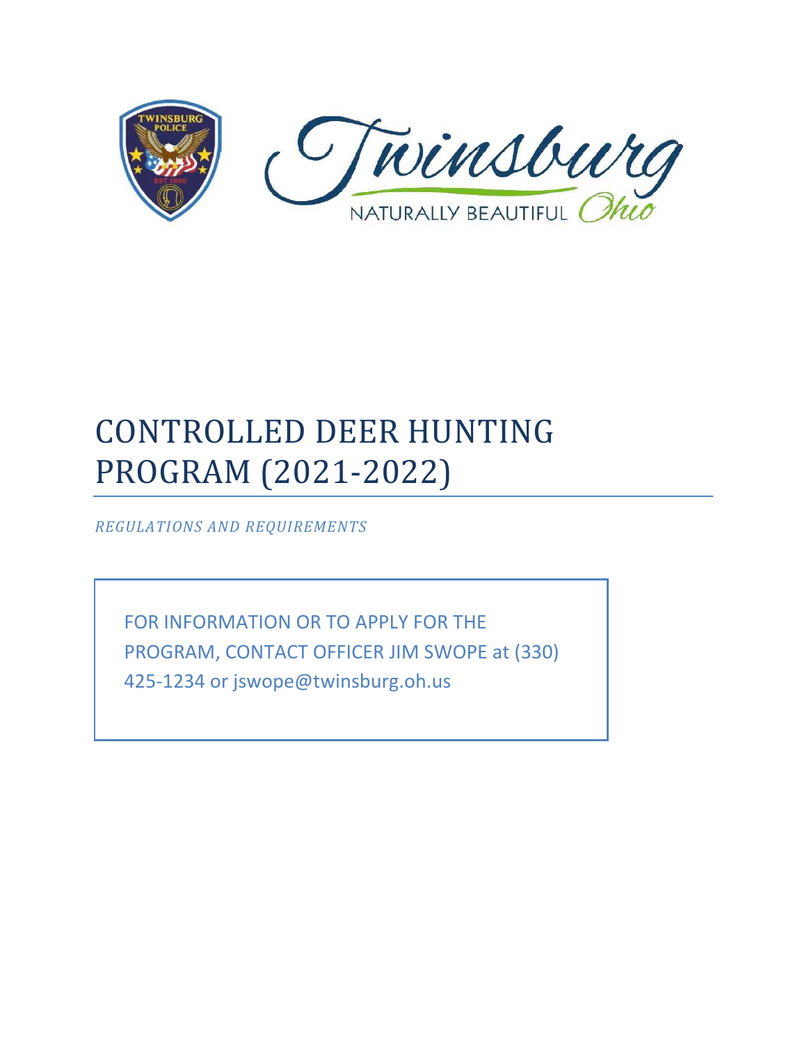# CONTROLLED DEER HUNTING PROGRAM (2021-2022)

*REGULATIONS AND REQUIREMENTS*

FOR INFORMATION OR TO APPLY FOR THE PROGRAM, CONTACT OFFICER JIM SWOPE at (330) 425-1234 or jswope@twinsburg.oh.us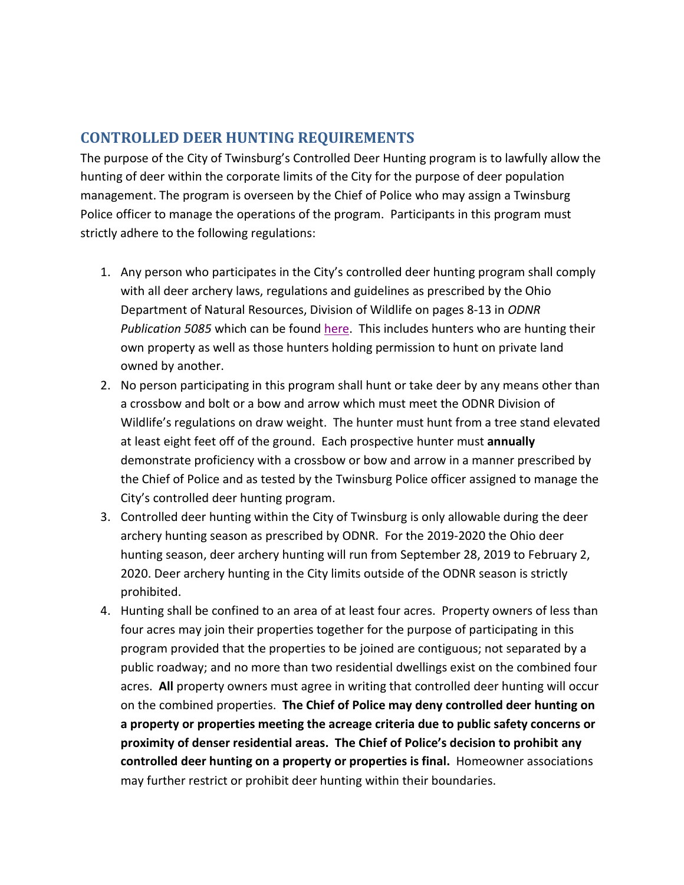## CONTROLLED DEER HUNTING REQUIREMENTS

The purpose of the City of Twinsburg's Controlled Deer Hunting program is to lawfully allow the hunting of deer within the corporate limits of the City for the purpose of deer population management. The program is overseen by the Chief of Police who may assign a Twinsburg Police officer to manage the operations of the program. Participants in this program must strictly adhere to the following regulations:

1. Any person who participates in the City's controlled deer hunting program shall comply with all deer archery laws, regulations and guidelines as prescribed by the Ohio Department of Natural Resources, Division of Wildlife on pages 8-13 in *ODNR Publication 5085* which can be found here. This includes hunters who are hunting their own property as well as those hunters holding permission to hunt on private land owned by another.
2. No person participating in this program shall hunt or take deer by any means other than a crossbow and bolt or a bow and arrow which must meet the ODNR Division of Wildlife's regulations on draw weight. The hunter must hunt from a tree stand elevated at least eight feet off of the ground. Each prospective hunter must **annually** demonstrate proficiency with a crossbow or bow and arrow in a manner prescribed by the Chief of Police and as tested by the Twinsburg Police officer assigned to manage the City's controlled deer hunting program.
3. Controlled deer hunting within the City of Twinsburg is only allowable during the deer archery hunting season as prescribed by ODNR. For the 2019-2020 the Ohio deer hunting season, deer archery hunting will run from September 28, 2019 to February 2, 2020. Deer archery hunting in the City limits outside of the ODNR season is strictly prohibited.
4. Hunting shall be confined to an area of at least four acres. Property owners of less than four acres may join their properties together for the purpose of participating in this program provided that the properties to be joined are contiguous; not separated by a public roadway; and no more than two residential dwellings exist on the combined four acres. **All** property owners must agree in writing that controlled deer hunting will occur on the combined properties. **The Chief of Police may deny controlled deer hunting on a property or properties meeting the acreage criteria due to public safety concerns or proximity of denser residential areas. The Chief of Police's decision to prohibit any controlled deer hunting on a property or properties is final.** Homeowner associations may further restrict or prohibit deer hunting within their boundaries.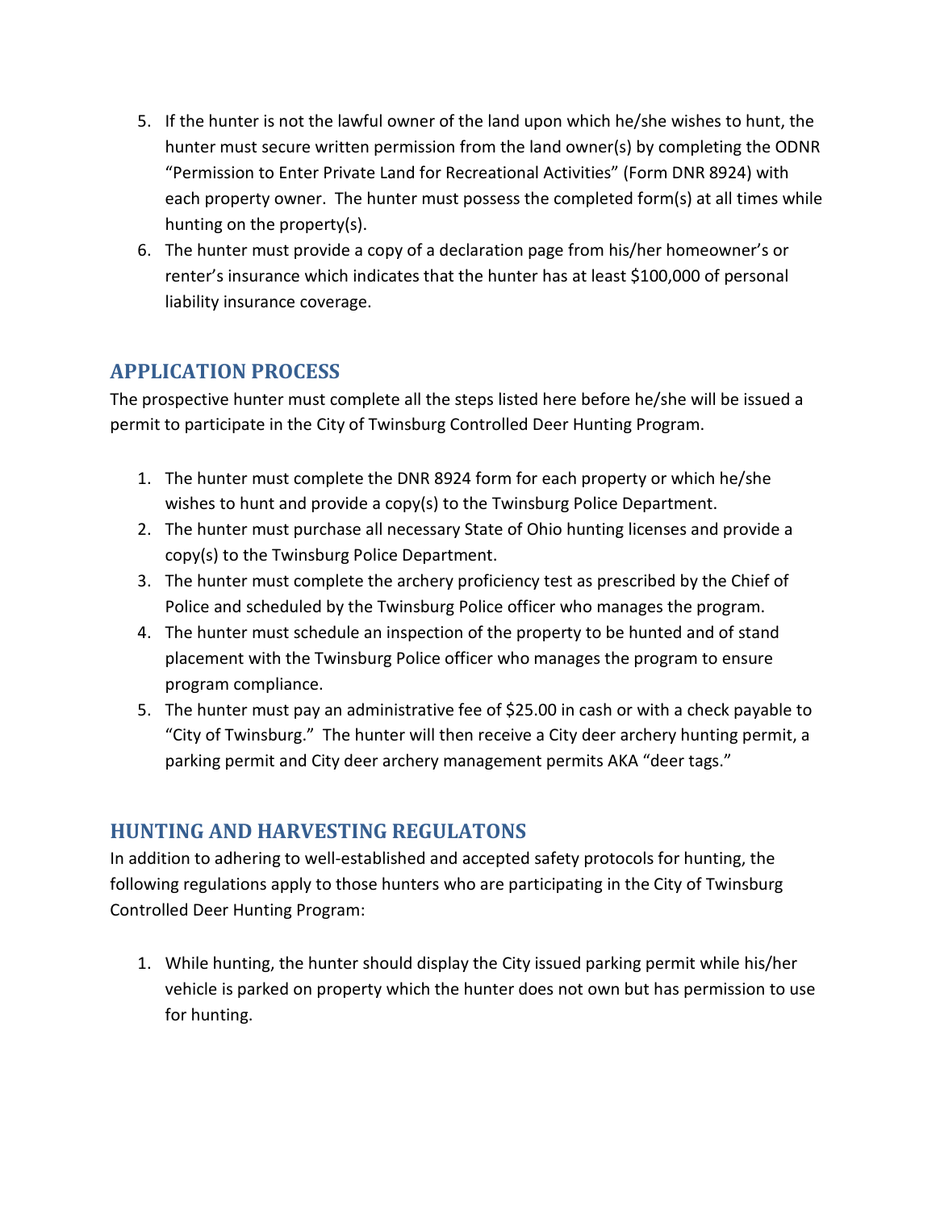5. If the hunter is not the lawful owner of the land upon which he/she wishes to hunt, the hunter must secure written permission from the land owner(s) by completing the ODNR "Permission to Enter Private Land for Recreational Activities" (Form DNR 8924) with each property owner. The hunter must possess the completed form(s) at all times while hunting on the property(s).
6. The hunter must provide a copy of a declaration page from his/her homeowner's or renter's insurance which indicates that the hunter has at least $100,000 of personal liability insurance coverage.

## APPLICATION PROCESS

The prospective hunter must complete all the steps listed here before he/she will be issued a permit to participate in the City of Twinsburg Controlled Deer Hunting Program.

1. The hunter must complete the DNR 8924 form for each property or which he/she wishes to hunt and provide a copy(s) to the Twinsburg Police Department.
2. The hunter must purchase all necessary State of Ohio hunting licenses and provide a copy(s) to the Twinsburg Police Department.
3. The hunter must complete the archery proficiency test as prescribed by the Chief of Police and scheduled by the Twinsburg Police officer who manages the program.
4. The hunter must schedule an inspection of the property to be hunted and of stand placement with the Twinsburg Police officer who manages the program to ensure program compliance.
5. The hunter must pay an administrative fee of $25.00 in cash or with a check payable to "City of Twinsburg." The hunter will then receive a City deer archery hunting permit, a parking permit and City deer archery management permits AKA "deer tags."

## HUNTING AND HARVESTING REGULATONS

In addition to adhering to well-established and accepted safety protocols for hunting, the following regulations apply to those hunters who are participating in the City of Twinsburg Controlled Deer Hunting Program:

1. While hunting, the hunter should display the City issued parking permit while his/her vehicle is parked on property which the hunter does not own but has permission to use for hunting.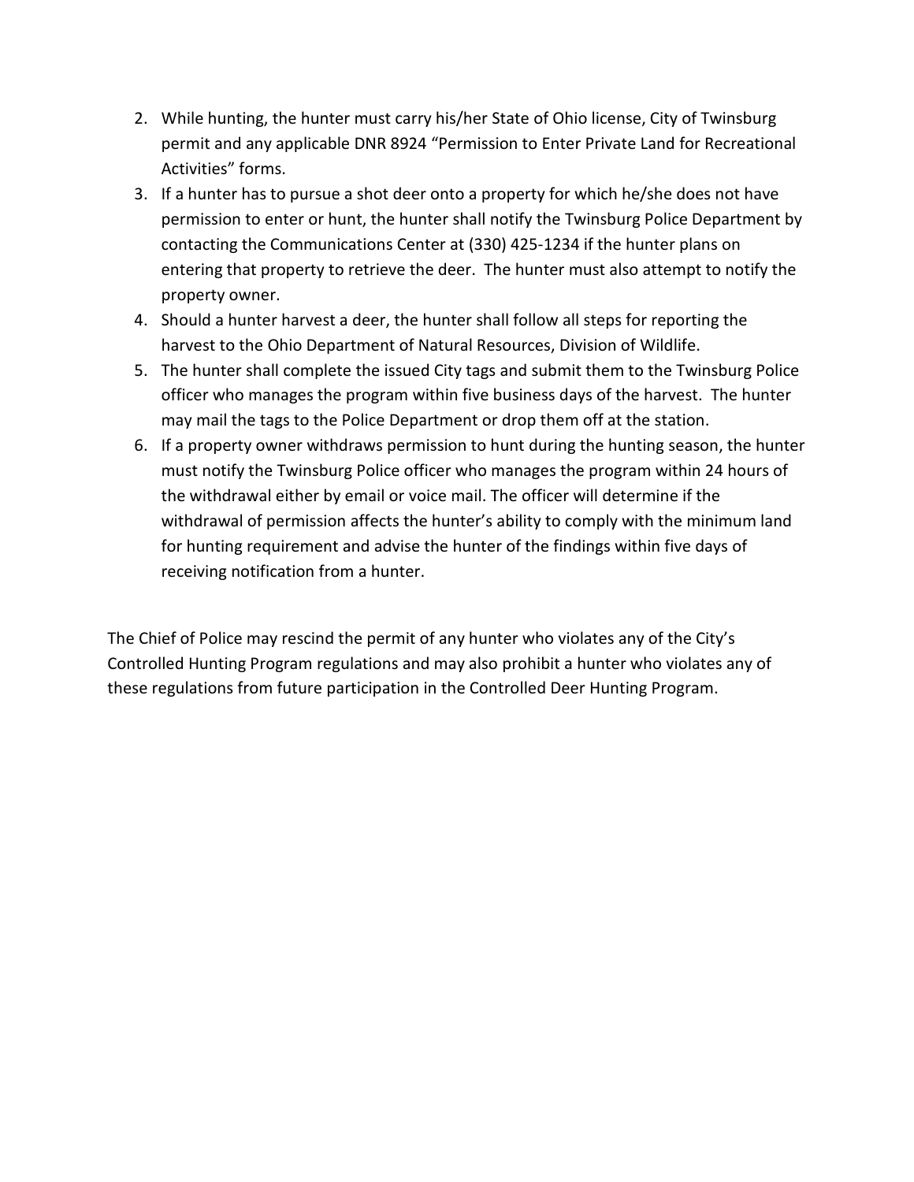2. While hunting, the hunter must carry his/her State of Ohio license, City of Twinsburg permit and any applicable DNR 8924 "Permission to Enter Private Land for Recreational Activities" forms.
3. If a hunter has to pursue a shot deer onto a property for which he/she does not have permission to enter or hunt, the hunter shall notify the Twinsburg Police Department by contacting the Communications Center at (330) 425-1234 if the hunter plans on entering that property to retrieve the deer. The hunter must also attempt to notify the property owner.
4. Should a hunter harvest a deer, the hunter shall follow all steps for reporting the harvest to the Ohio Department of Natural Resources, Division of Wildlife.
5. The hunter shall complete the issued City tags and submit them to the Twinsburg Police officer who manages the program within five business days of the harvest. The hunter may mail the tags to the Police Department or drop them off at the station.
6. If a property owner withdraws permission to hunt during the hunting season, the hunter must notify the Twinsburg Police officer who manages the program within 24 hours of the withdrawal either by email or voice mail. The officer will determine if the withdrawal of permission affects the hunter's ability to comply with the minimum land for hunting requirement and advise the hunter of the findings within five days of receiving notification from a hunter.

The Chief of Police may rescind the permit of any hunter who violates any of the City's Controlled Hunting Program regulations and may also prohibit a hunter who violates any of these regulations from future participation in the Controlled Deer Hunting Program.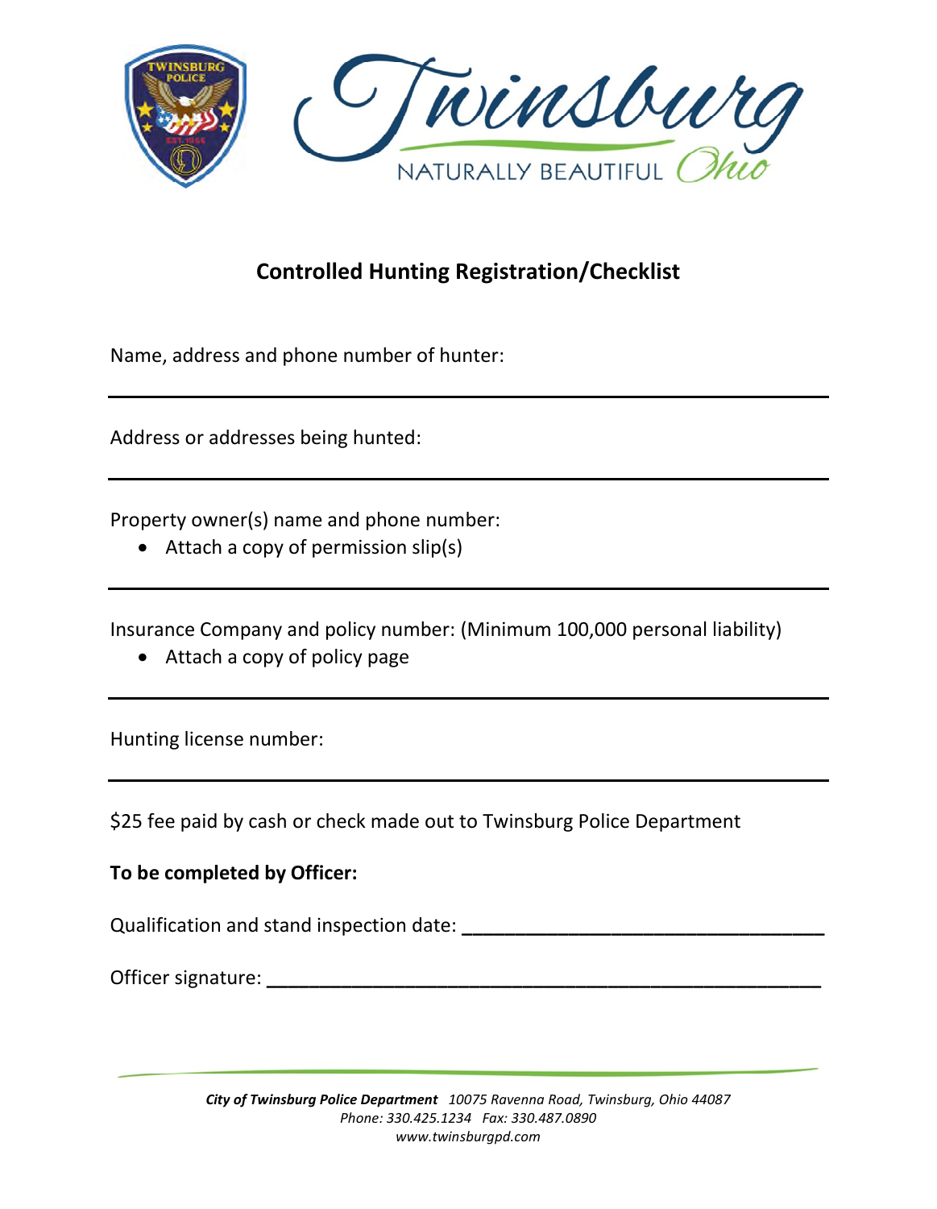# Controlled Hunting Registration/Checklist

Name, address and phone number of hunter:

---

Address or addresses being hunted:

---

Property owner(s) name and phone number:

- Attach a copy of permission slip(s)

---

Insurance Company and policy number: (Minimum 100,000 personal liability)

- Attach a copy of policy page

---

Hunting license number:

---

$25 fee paid by cash or check made out to Twinsburg Police Department

**To be completed by Officer:**

Qualification and stand inspection date: ________________________________

Officer signature: ________________________________________________

***City of Twinsburg Police Department*** *10075 Ravenna Road, Twinsburg, Ohio 44087*
*Phone: 330.425.1234 Fax: 330.487.0890*
*www.twinsburgpd.com*